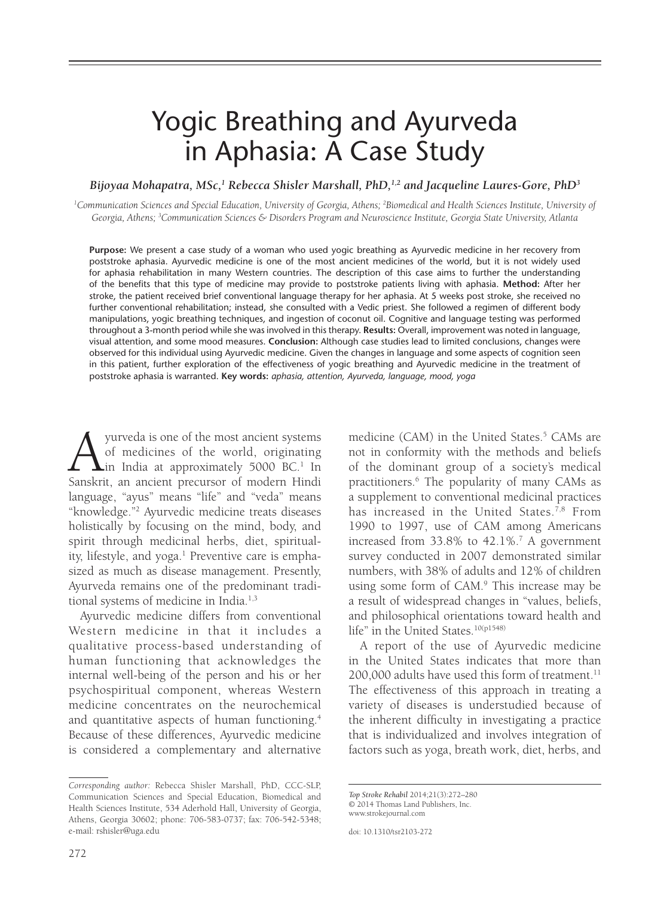# Yogic Breathing and Ayurveda in Aphasia: A Case Study

***Bijoyaa Mohapatra, MSc,[1] Rebecca Shisler Marshall, PhD,[1,2] and Jacqueline Laures-Gore, PhD[3]***

*[1]Communication Sciences and Special Education, University of Georgia, Athens; [2]Biomedical and Health Sciences Institute, University of Georgia, Athens; [3]Communication Sciences & Disorders Program and Neuroscience Institute, Georgia State University, Atlanta*

**Purpose:** We present a case study of a woman who used yogic breathing as Ayurvedic medicine in her recovery from poststroke aphasia. Ayurvedic medicine is one of the most ancient medicines of the world, but it is not widely used for aphasia rehabilitation in many Western countries. The description of this case aims to further the understanding of the benefits that this type of medicine may provide to poststroke patients living with aphasia. **Method:** After her stroke, the patient received brief conventional language therapy for her aphasia. At 5 weeks post stroke, she received no further conventional rehabilitation; instead, she consulted with a Vedic priest. She followed a regimen of different body manipulations, yogic breathing techniques, and ingestion of coconut oil. Cognitive and language testing was performed throughout a 3-month period while she was involved in this therapy. **Results:** Overall, improvement was noted in language, visual attention, and some mood measures. **Conclusion:** Although case studies lead to limited conclusions, changes were observed for this individual using Ayurvedic medicine. Given the changes in language and some aspects of cognition seen in this patient, further exploration of the effectiveness of yogic breathing and Ayurvedic medicine in the treatment of poststroke aphasia is warranted. **Key words:** *aphasia, attention, Ayurveda, language, mood, yoga*

Ayurveda is one of the most ancient systems of medicines of the world, originating in India at approximately 5000 BC.[1] In Sanskrit, an ancient precursor of modern Hindi language, "ayus" means "life" and "veda" means "knowledge."[2] Ayurvedic medicine treats diseases holistically by focusing on the mind, body, and spirit through medicinal herbs, diet, spirituality, lifestyle, and yoga.[1] Preventive care is emphasized as much as disease management. Presently, Ayurveda remains one of the predominant traditional systems of medicine in India.[1,3]

Ayurvedic medicine differs from conventional Western medicine in that it includes a qualitative process-based understanding of human functioning that acknowledges the internal well-being of the person and his or her psychospiritual component, whereas Western medicine concentrates on the neurochemical and quantitative aspects of human functioning.[4] Because of these differences, Ayurvedic medicine is considered a complementary and alternative medicine (CAM) in the United States.[5] CAMs are not in conformity with the methods and beliefs of the dominant group of a society's medical practitioners.[6] The popularity of many CAMs as a supplement to conventional medicinal practices has increased in the United States.[7,8] From 1990 to 1997, use of CAM among Americans increased from 33.8% to 42.1%.[7] A government survey conducted in 2007 demonstrated similar numbers, with 38% of adults and 12% of children using some form of CAM.[9] This increase may be a result of widespread changes in "values, beliefs, and philosophical orientations toward health and life" in the United States.[10(p1548)]

A report of the use of Ayurvedic medicine in the United States indicates that more than 200,000 adults have used this form of treatment.[11] The effectiveness of this approach in treating a variety of diseases is understudied because of the inherent difficulty in investigating a practice that is individualized and involves integration of factors such as yoga, breath work, diet, herbs, and

---

*Corresponding author:* Rebecca Shisler Marshall, PhD, CCC-SLP, Communication Sciences and Special Education, Biomedical and Health Sciences Institute, 534 Aderhold Hall, University of Georgia, Athens, Georgia 30602; phone: 706-583-0737; fax: 706-542-5348; e-mail: rshisler@uga.edu

*Top Stroke Rehabil* 2014;21(3):272–280
© 2014 Thomas Land Publishers, Inc.
www.strokejournal.com

doi: 10.1310/tsr2103-272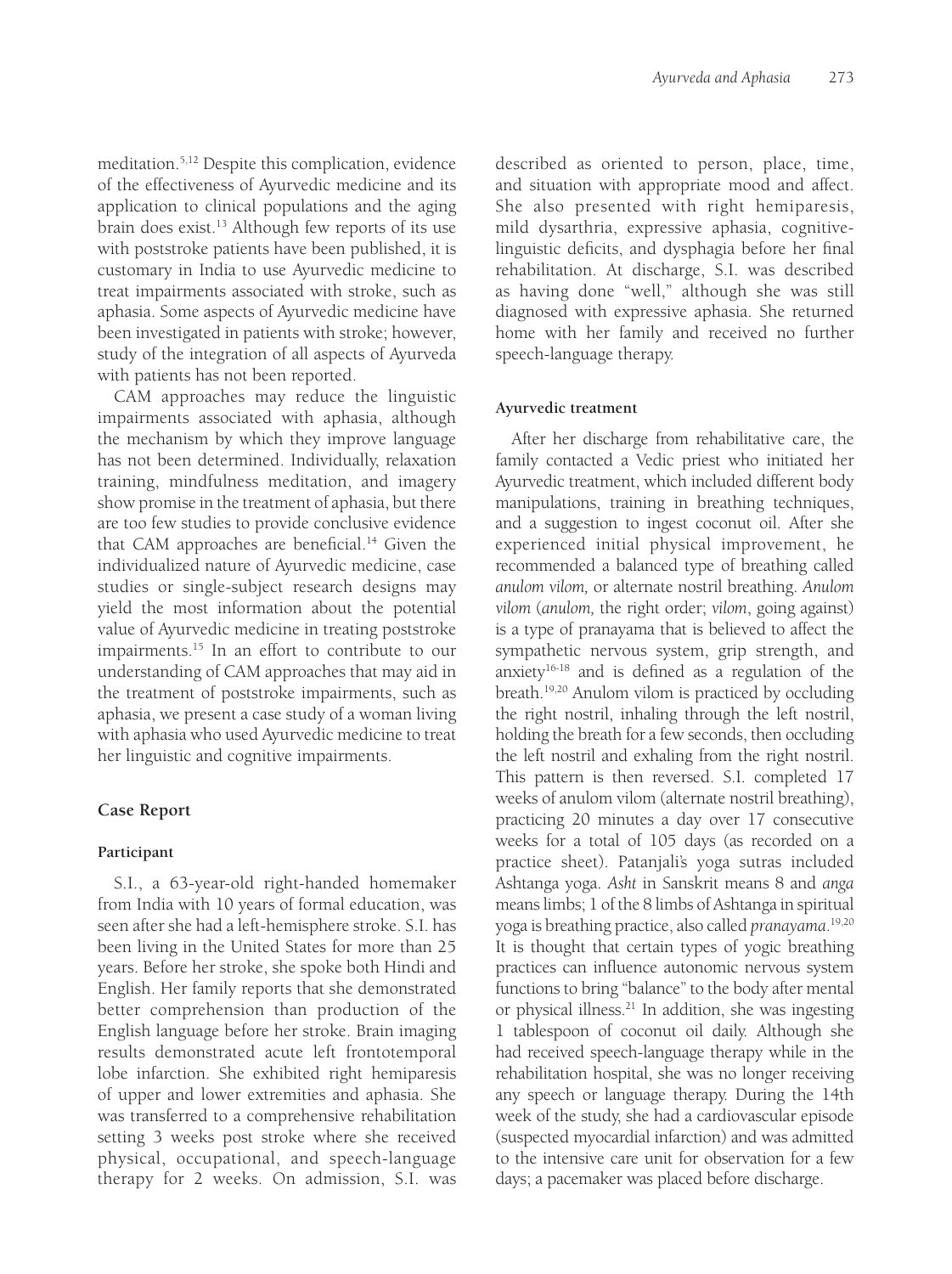meditation.[5,12] Despite this complication, evidence of the effectiveness of Ayurvedic medicine and its application to clinical populations and the aging brain does exist.[13] Although few reports of its use with poststroke patients have been published, it is customary in India to use Ayurvedic medicine to treat impairments associated with stroke, such as aphasia. Some aspects of Ayurvedic medicine have been investigated in patients with stroke; however, study of the integration of all aspects of Ayurveda with patients has not been reported.

CAM approaches may reduce the linguistic impairments associated with aphasia, although the mechanism by which they improve language has not been determined. Individually, relaxation training, mindfulness meditation, and imagery show promise in the treatment of aphasia, but there are too few studies to provide conclusive evidence that CAM approaches are beneficial.[14] Given the individualized nature of Ayurvedic medicine, case studies or single-subject research designs may yield the most information about the potential value of Ayurvedic medicine in treating poststroke impairments.[15] In an effort to contribute to our understanding of CAM approaches that may aid in the treatment of poststroke impairments, such as aphasia, we present a case study of a woman living with aphasia who used Ayurvedic medicine to treat her linguistic and cognitive impairments.

## Case Report

### Participant

S.I., a 63-year-old right-handed homemaker from India with 10 years of formal education, was seen after she had a left-hemisphere stroke. S.I. has been living in the United States for more than 25 years. Before her stroke, she spoke both Hindi and English. Her family reports that she demonstrated better comprehension than production of the English language before her stroke. Brain imaging results demonstrated acute left frontotemporal lobe infarction. She exhibited right hemiparesis of upper and lower extremities and aphasia. She was transferred to a comprehensive rehabilitation setting 3 weeks post stroke where she received physical, occupational, and speech-language therapy for 2 weeks. On admission, S.I. was described as oriented to person, place, time, and situation with appropriate mood and affect. She also presented with right hemiparesis, mild dysarthria, expressive aphasia, cognitive-linguistic deficits, and dysphagia before her final rehabilitation. At discharge, S.I. was described as having done "well," although she was still diagnosed with expressive aphasia. She returned home with her family and received no further speech-language therapy.

### Ayurvedic treatment

After her discharge from rehabilitative care, the family contacted a Vedic priest who initiated her Ayurvedic treatment, which included different body manipulations, training in breathing techniques, and a suggestion to ingest coconut oil. After she experienced initial physical improvement, he recommended a balanced type of breathing called *anulom vilom,* or alternate nostril breathing. *Anulom vilom* (*anulom,* the right order; *vilom*, going against) is a type of pranayama that is believed to affect the sympathetic nervous system, grip strength, and anxiety[16-18] and is defined as a regulation of the breath.[19,20] Anulom vilom is practiced by occluding the right nostril, inhaling through the left nostril, holding the breath for a few seconds, then occluding the left nostril and exhaling from the right nostril. This pattern is then reversed. S.I. completed 17 weeks of anulom vilom (alternate nostril breathing), practicing 20 minutes a day over 17 consecutive weeks for a total of 105 days (as recorded on a practice sheet). Patanjali's yoga sutras included Ashtanga yoga. *Asht* in Sanskrit means 8 and *anga* means limbs; 1 of the 8 limbs of Ashtanga in spiritual yoga is breathing practice, also called *pranayama*.[19,20] It is thought that certain types of yogic breathing practices can influence autonomic nervous system functions to bring "balance" to the body after mental or physical illness.[21] In addition, she was ingesting 1 tablespoon of coconut oil daily. Although she had received speech-language therapy while in the rehabilitation hospital, she was no longer receiving any speech or language therapy. During the 14th week of the study, she had a cardiovascular episode (suspected myocardial infarction) and was admitted to the intensive care unit for observation for a few days; a pacemaker was placed before discharge.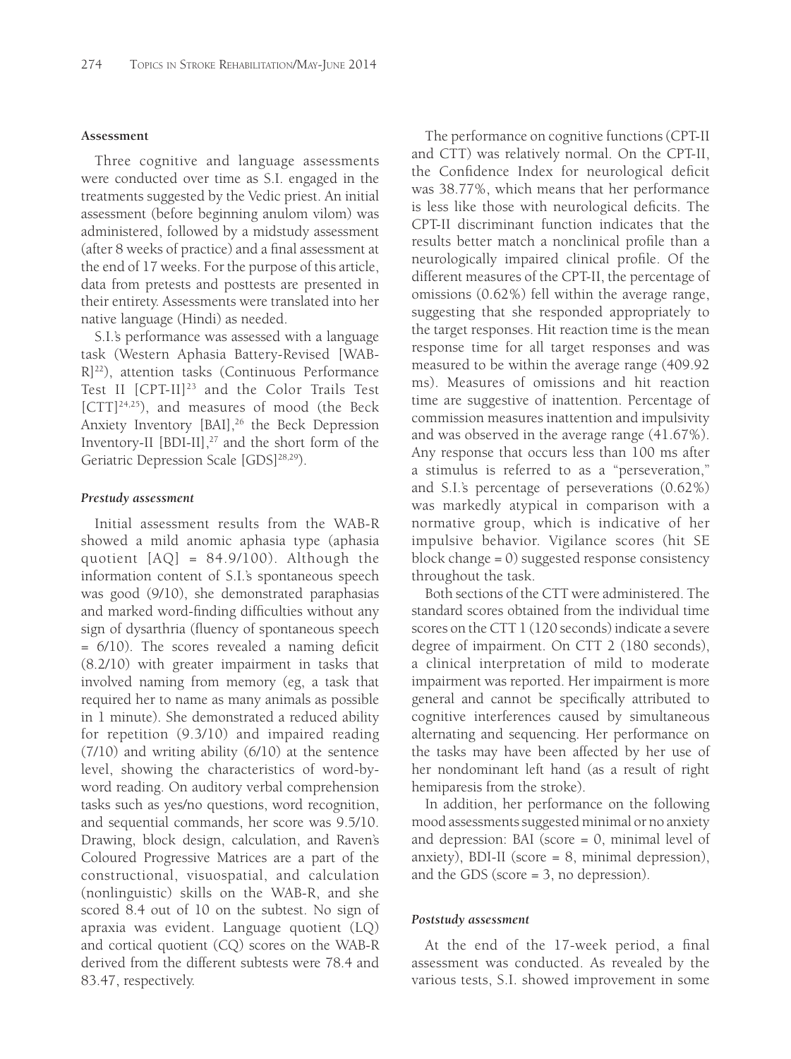### Assessment

Three cognitive and language assessments were conducted over time as S.I. engaged in the treatments suggested by the Vedic priest. An initial assessment (before beginning anulom vilom) was administered, followed by a midstudy assessment (after 8 weeks of practice) and a final assessment at the end of 17 weeks. For the purpose of this article, data from pretests and posttests are presented in their entirety. Assessments were translated into her native language (Hindi) as needed.

S.I.'s performance was assessed with a language task (Western Aphasia Battery-Revised [WAB-R][22]), attention tasks (Continuous Performance Test II [CPT-II][23] and the Color Trails Test [CTT][24,25]), and measures of mood (the Beck Anxiety Inventory [BAI],[26] the Beck Depression Inventory-II [BDI-II],[27] and the short form of the Geriatric Depression Scale [GDS][28,29]).

#### *Prestudy assessment*

Initial assessment results from the WAB-R showed a mild anomic aphasia type (aphasia quotient [AQ] = 84.9/100). Although the information content of S.I.'s spontaneous speech was good (9/10), she demonstrated paraphasias and marked word-finding difficulties without any sign of dysarthria (fluency of spontaneous speech = 6/10). The scores revealed a naming deficit (8.2/10) with greater impairment in tasks that involved naming from memory (eg, a task that required her to name as many animals as possible in 1 minute). She demonstrated a reduced ability for repetition (9.3/10) and impaired reading (7/10) and writing ability (6/10) at the sentence level, showing the characteristics of word-by-word reading. On auditory verbal comprehension tasks such as yes/no questions, word recognition, and sequential commands, her score was 9.5/10. Drawing, block design, calculation, and Raven's Coloured Progressive Matrices are a part of the constructional, visuospatial, and calculation (nonlinguistic) skills on the WAB-R, and she scored 8.4 out of 10 on the subtest. No sign of apraxia was evident. Language quotient (LQ) and cortical quotient (CQ) scores on the WAB-R derived from the different subtests were 78.4 and 83.47, respectively.

The performance on cognitive functions (CPT-II and CTT) was relatively normal. On the CPT-II, the Confidence Index for neurological deficit was 38.77%, which means that her performance is less like those with neurological deficits. The CPT-II discriminant function indicates that the results better match a nonclinical profile than a neurologically impaired clinical profile. Of the different measures of the CPT-II, the percentage of omissions (0.62%) fell within the average range, suggesting that she responded appropriately to the target responses. Hit reaction time is the mean response time for all target responses and was measured to be within the average range (409.92 ms). Measures of omissions and hit reaction time are suggestive of inattention. Percentage of commission measures inattention and impulsivity and was observed in the average range (41.67%). Any response that occurs less than 100 ms after a stimulus is referred to as a "perseveration," and S.I.'s percentage of perseverations (0.62%) was markedly atypical in comparison with a normative group, which is indicative of her impulsive behavior. Vigilance scores (hit SE block change = 0) suggested response consistency throughout the task.

Both sections of the CTT were administered. The standard scores obtained from the individual time scores on the CTT 1 (120 seconds) indicate a severe degree of impairment. On CTT 2 (180 seconds), a clinical interpretation of mild to moderate impairment was reported. Her impairment is more general and cannot be specifically attributed to cognitive interferences caused by simultaneous alternating and sequencing. Her performance on the tasks may have been affected by her use of her nondominant left hand (as a result of right hemiparesis from the stroke).

In addition, her performance on the following mood assessments suggested minimal or no anxiety and depression: BAI (score = 0, minimal level of anxiety), BDI-II (score = 8, minimal depression), and the GDS (score = 3, no depression).

#### *Poststudy assessment*

At the end of the 17-week period, a final assessment was conducted. As revealed by the various tests, S.I. showed improvement in some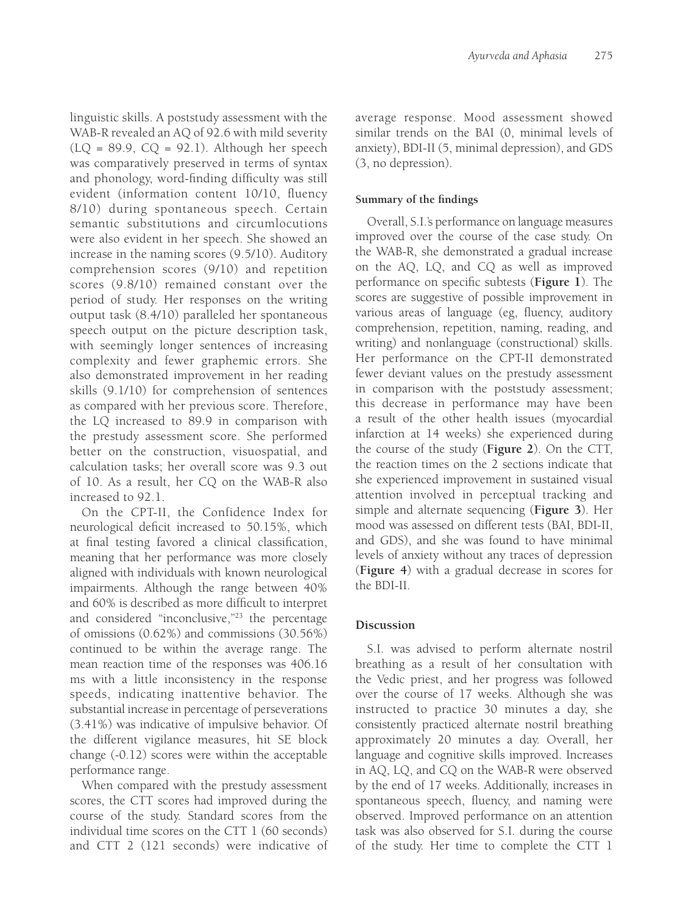linguistic skills. A poststudy assessment with the WAB-R revealed an AQ of 92.6 with mild severity (LQ = 89.9, CQ = 92.1). Although her speech was comparatively preserved in terms of syntax and phonology, word-finding difficulty was still evident (information content 10/10, fluency 8/10) during spontaneous speech. Certain semantic substitutions and circumlocutions were also evident in her speech. She showed an increase in the naming scores (9.5/10). Auditory comprehension scores (9/10) and repetition scores (9.8/10) remained constant over the period of study. Her responses on the writing output task (8.4/10) paralleled her spontaneous speech output on the picture description task, with seemingly longer sentences of increasing complexity and fewer graphemic errors. She also demonstrated improvement in her reading skills (9.1/10) for comprehension of sentences as compared with her previous score. Therefore, the LQ increased to 89.9 in comparison with the prestudy assessment score. She performed better on the construction, visuospatial, and calculation tasks; her overall score was 9.3 out of 10. As a result, her CQ on the WAB-R also increased to 92.1.

On the CPT-II, the Confidence Index for neurological deficit increased to 50.15%, which at final testing favored a clinical classification, meaning that her performance was more closely aligned with individuals with known neurological impairments. Although the range between 40% and 60% is described as more difficult to interpret and considered "inconclusive,"[23] the percentage of omissions (0.62%) and commissions (30.56%) continued to be within the average range. The mean reaction time of the responses was 406.16 ms with a little inconsistency in the response speeds, indicating inattentive behavior. The substantial increase in percentage of perseverations (3.41%) was indicative of impulsive behavior. Of the different vigilance measures, hit SE block change (-0.12) scores were within the acceptable performance range.

When compared with the prestudy assessment scores, the CTT scores had improved during the course of the study. Standard scores from the individual time scores on the CTT 1 (60 seconds) and CTT 2 (121 seconds) were indicative of average response. Mood assessment showed similar trends on the BAI (0, minimal levels of anxiety), BDI-II (5, minimal depression), and GDS (3, no depression).

#### Summary of the findings

Overall, S.I.'s performance on language measures improved over the course of the case study. On the WAB-R, she demonstrated a gradual increase on the AQ, LQ, and CQ as well as improved performance on specific subtests (**Figure 1**). The scores are suggestive of possible improvement in various areas of language (eg, fluency, auditory comprehension, repetition, naming, reading, and writing) and nonlanguage (constructional) skills. Her performance on the CPT-II demonstrated fewer deviant values on the prestudy assessment in comparison with the poststudy assessment; this decrease in performance may have been a result of the other health issues (myocardial infarction at 14 weeks) she experienced during the course of the study (**Figure 2**). On the CTT, the reaction times on the 2 sections indicate that she experienced improvement in sustained visual attention involved in perceptual tracking and simple and alternate sequencing (**Figure 3**). Her mood was assessed on different tests (BAI, BDI-II, and GDS), and she was found to have minimal levels of anxiety without any traces of depression (**Figure 4**) with a gradual decrease in scores for the BDI-II.

### Discussion

S.I. was advised to perform alternate nostril breathing as a result of her consultation with the Vedic priest, and her progress was followed over the course of 17 weeks. Although she was instructed to practice 30 minutes a day, she consistently practiced alternate nostril breathing approximately 20 minutes a day. Overall, her language and cognitive skills improved. Increases in AQ, LQ, and CQ on the WAB-R were observed by the end of 17 weeks. Additionally, increases in spontaneous speech, fluency, and naming were observed. Improved performance on an attention task was also observed for S.I. during the course of the study. Her time to complete the CTT 1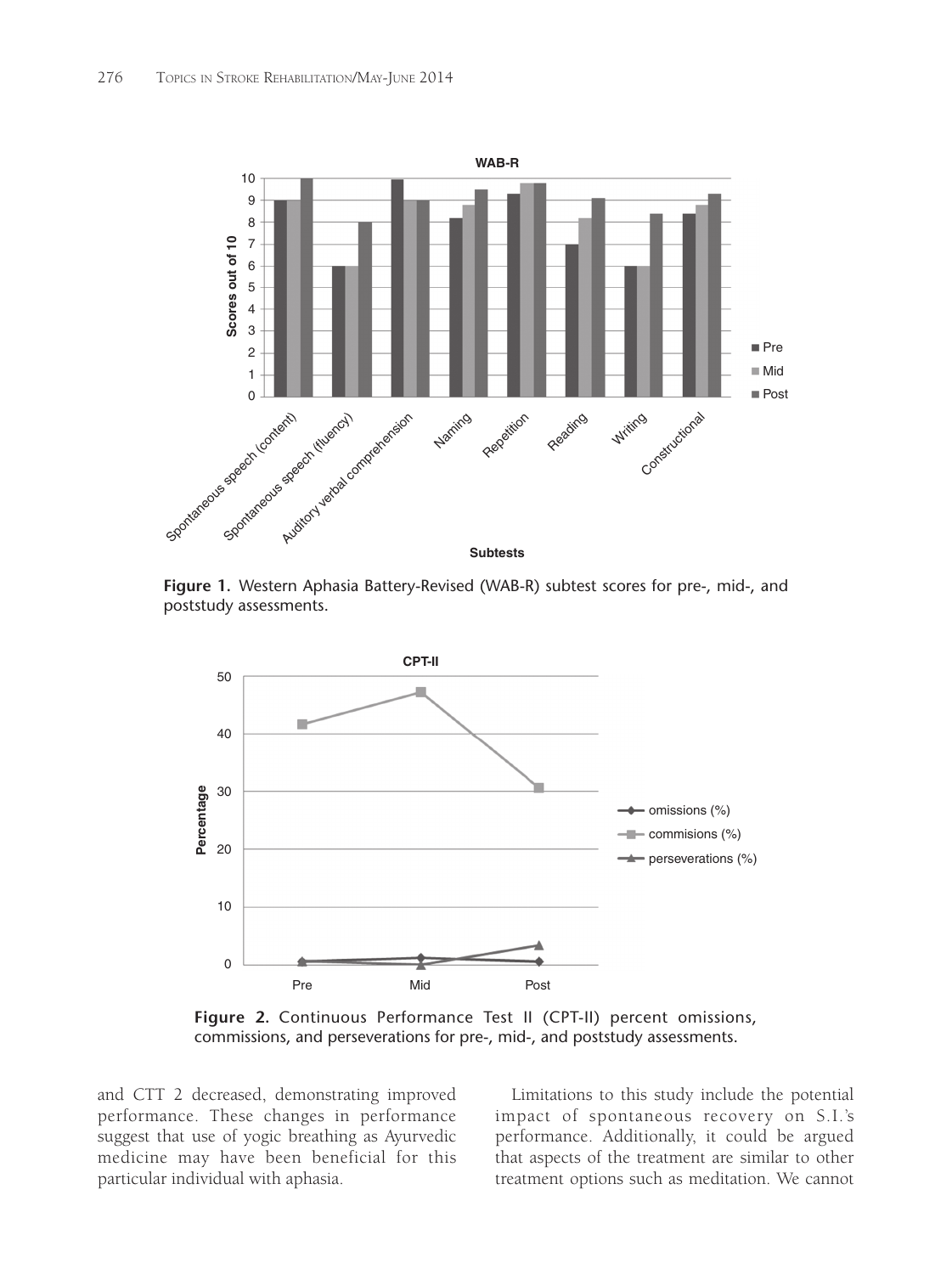Figure 1. Western Aphasia Battery-Revised (WAB-R) subtest scores for pre-, mid-, and poststudy assessments.

Figure 2. Continuous Performance Test II (CPT-II) percent omissions, commissions, and perseverations for pre-, mid-, and poststudy assessments.

and CTT 2 decreased, demonstrating improved performance. These changes in performance suggest that use of yogic breathing as Ayurvedic medicine may have been beneficial for this particular individual with aphasia.

Limitations to this study include the potential impact of spontaneous recovery on S.I.'s performance. Additionally, it could be argued that aspects of the treatment are similar to other treatment options such as meditation. We cannot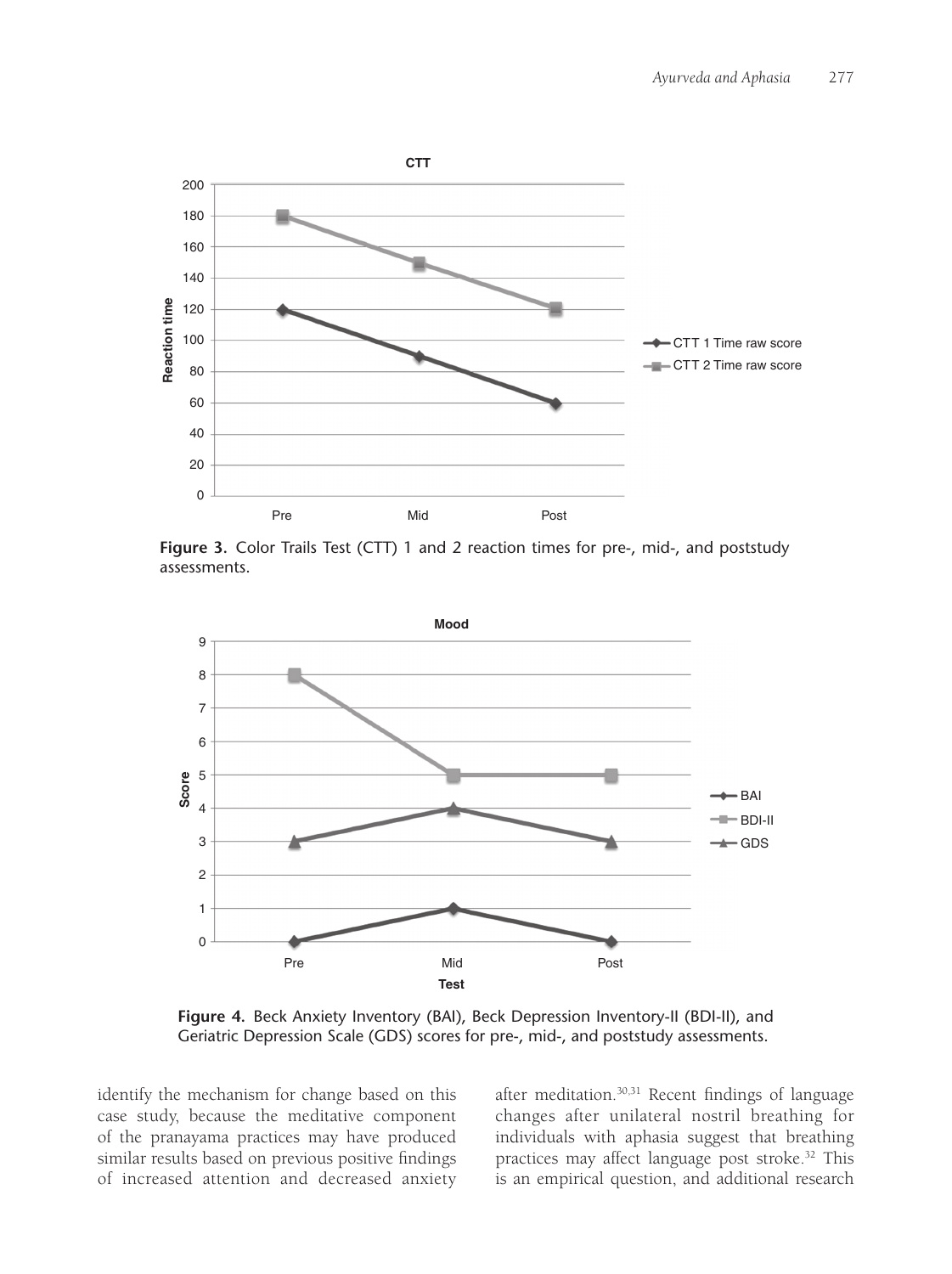Figure 3. Color Trails Test (CTT) 1 and 2 reaction times for pre-, mid-, and poststudy assessments.

Figure 4. Beck Anxiety Inventory (BAI), Beck Depression Inventory-II (BDI-II), and Geriatric Depression Scale (GDS) scores for pre-, mid-, and poststudy assessments.

identify the mechanism for change based on this case study, because the meditative component of the pranayama practices may have produced similar results based on previous positive findings of increased attention and decreased anxiety after meditation.[30,31] Recent findings of language changes after unilateral nostril breathing for individuals with aphasia suggest that breathing practices may affect language post stroke.[32] This is an empirical question, and additional research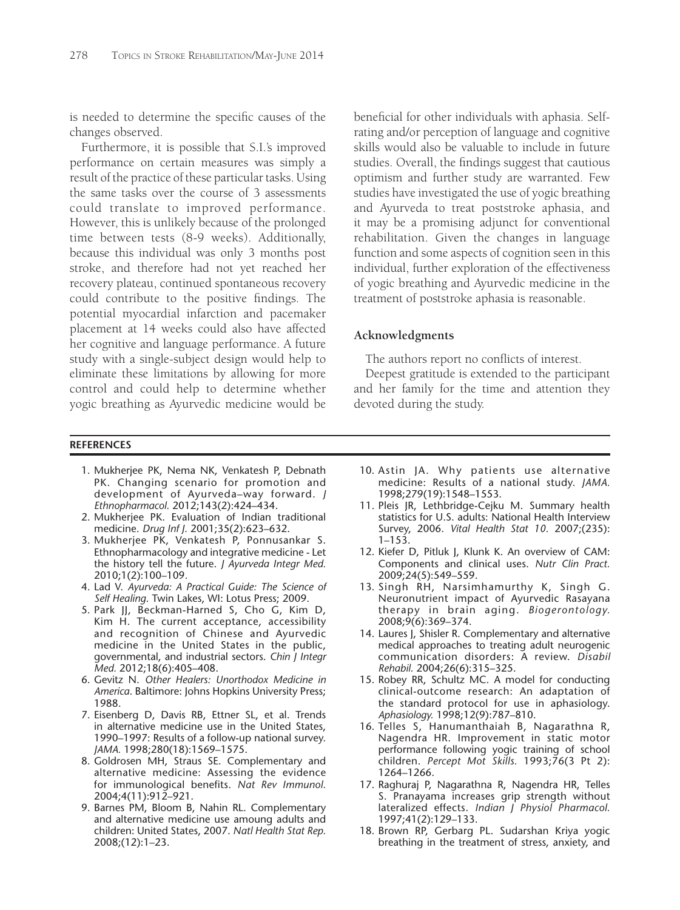is needed to determine the specific causes of the changes observed.

Furthermore, it is possible that S.I.'s improved performance on certain measures was simply a result of the practice of these particular tasks. Using the same tasks over the course of 3 assessments could translate to improved performance. However, this is unlikely because of the prolonged time between tests (8-9 weeks). Additionally, because this individual was only 3 months post stroke, and therefore had not yet reached her recovery plateau, continued spontaneous recovery could contribute to the positive findings. The potential myocardial infarction and pacemaker placement at 14 weeks could also have affected her cognitive and language performance. A future study with a single-subject design would help to eliminate these limitations by allowing for more control and could help to determine whether yogic breathing as Ayurvedic medicine would be beneficial for other individuals with aphasia. Self-rating and/or perception of language and cognitive skills would also be valuable to include in future studies. Overall, the findings suggest that cautious optimism and further study are warranted. Few studies have investigated the use of yogic breathing and Ayurveda to treat poststroke aphasia, and it may be a promising adjunct for conventional rehabilitation. Given the changes in language function and some aspects of cognition seen in this individual, further exploration of the effectiveness of yogic breathing and Ayurvedic medicine in the treatment of poststroke aphasia is reasonable.

## Acknowledgments

The authors report no conflicts of interest.

Deepest gratitude is extended to the participant and her family for the time and attention they devoted during the study.

## REFERENCES

1. Mukherjee PK, Nema NK, Venkatesh P, Debnath PK. Changing scenario for promotion and development of Ayurveda–way forward. *J Ethnopharmacol.* 2012;143(2):424–434.
2. Mukherjee PK. Evaluation of Indian traditional medicine. *Drug Inf J.* 2001;35(2):623–632.
3. Mukherjee PK, Venkatesh P, Ponnusankar S. Ethnopharmacology and integrative medicine - Let the history tell the future. *J Ayurveda Integr Med.* 2010;1(2):100–109.
4. Lad V. *Ayurveda: A Practical Guide: The Science of Self Healing.* Twin Lakes, WI: Lotus Press; 2009.
5. Park JJ, Beckman-Harned S, Cho G, Kim D, Kim H. The current acceptance, accessibility and recognition of Chinese and Ayurvedic medicine in the United States in the public, governmental, and industrial sectors. *Chin J Integr Med.* 2012;18(6):405–408.
6. Gevitz N. *Other Healers: Unorthodox Medicine in America.* Baltimore: Johns Hopkins University Press; 1988.
7. Eisenberg D, Davis RB, Ettner SL, et al. Trends in alternative medicine use in the United States, 1990–1997: Results of a follow-up national survey. *JAMA.* 1998;280(18):1569–1575.
8. Goldrosen MH, Straus SE. Complementary and alternative medicine: Assessing the evidence for immunological benefits. *Nat Rev Immunol.* 2004;4(11):912–921.
9. Barnes PM, Bloom B, Nahin RL. Complementary and alternative medicine use amoung adults and children: United States, 2007. *Natl Health Stat Rep.* 2008;(12):1–23.
10. Astin JA. Why patients use alternative medicine: Results of a national study. *JAMA.* 1998;279(19):1548–1553.
11. Pleis JR, Lethbridge-Cejku M. Summary health statistics for U.S. adults: National Health Interview Survey, 2006. *Vital Health Stat 10.* 2007;(235): 1–153.
12. Kiefer D, Pitluk J, Klunk K. An overview of CAM: Components and clinical uses. *Nutr Clin Pract.* 2009;24(5):549–559.
13. Singh RH, Narsimhamurthy K, Singh G. Neuronutrient impact of Ayurvedic Rasayana therapy in brain aging. *Biogerontology.* 2008;9(6):369–374.
14. Laures J, Shisler R. Complementary and alternative medical approaches to treating adult neurogenic communication disorders: A review. *Disabil Rehabil.* 2004;26(6):315–325.
15. Robey RR, Schultz MC. A model for conducting clinical-outcome research: An adaptation of the standard protocol for use in aphasiology. *Aphasiology.* 1998;12(9):787–810.
16. Telles S, Hanumanthaiah B, Nagarathna R, Nagendra HR. Improvement in static motor performance following yogic training of school children. *Percept Mot Skills.* 1993;76(3 Pt 2): 1264–1266.
17. Raghuraj P, Nagarathna R, Nagendra HR, Telles S. Pranayama increases grip strength without lateralized effects. *Indian J Physiol Pharmacol.* 1997;41(2):129–133.
18. Brown RP, Gerbarg PL. Sudarshan Kriya yogic breathing in the treatment of stress, anxiety, and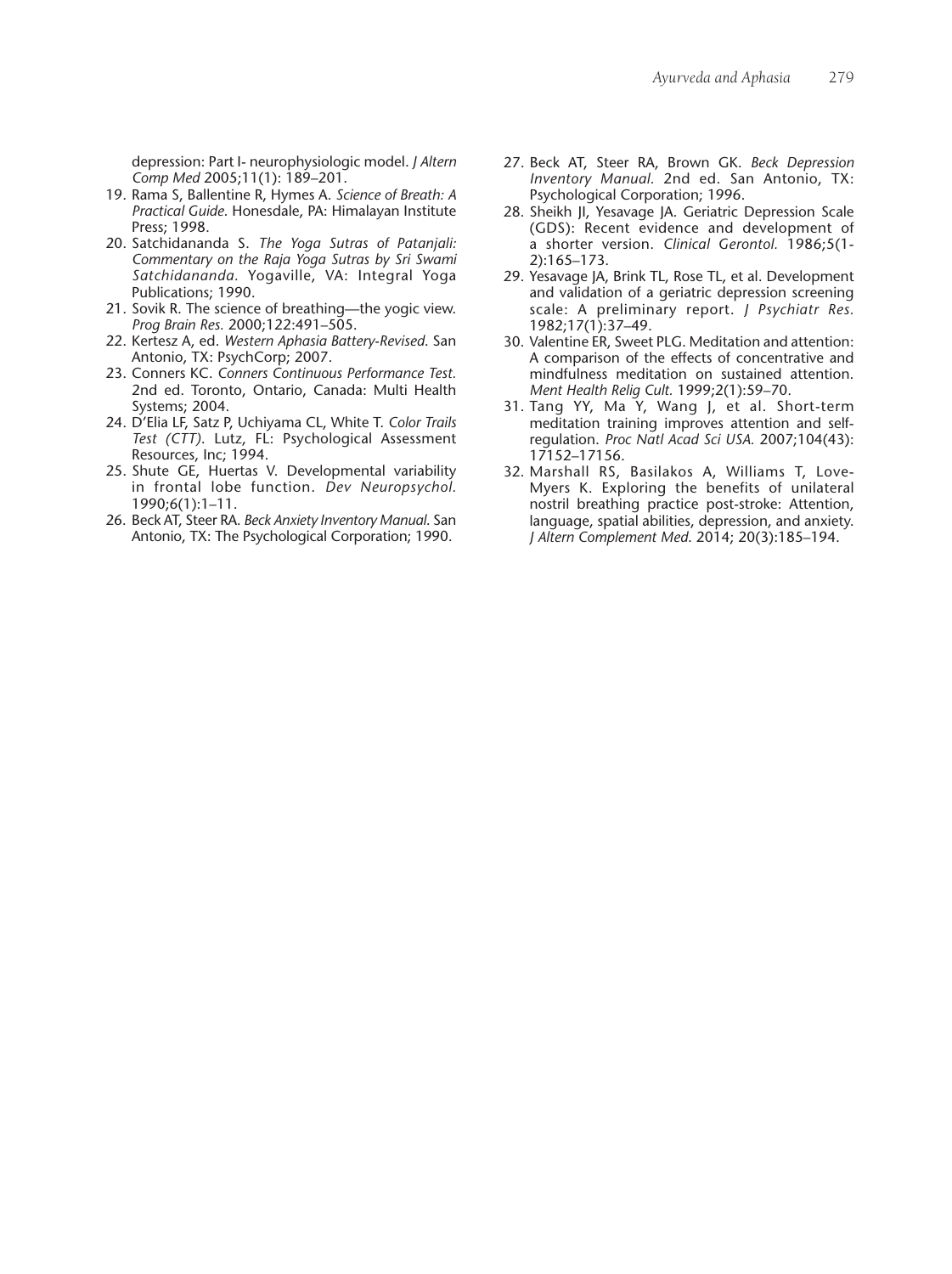depression: Part I- neurophysiologic model. *J Altern Comp Med* 2005;11(1): 189–201.

19. Rama S, Ballentine R, Hymes A. *Science of Breath: A Practical Guide*. Honesdale, PA: Himalayan Institute Press; 1998.
20. Satchidananda S. *The Yoga Sutras of Patanjali: Commentary on the Raja Yoga Sutras by Sri Swami Satchidananda.* Yogaville, VA: Integral Yoga Publications; 1990.
21. Sovik R. The science of breathing—the yogic view. *Prog Brain Res.* 2000;122:491–505.
22. Kertesz A, ed. *Western Aphasia Battery-Revised*. San Antonio, TX: PsychCorp; 2007.
23. Conners KC. *Conners Continuous Performance Test.* 2nd ed. Toronto, Ontario, Canada: Multi Health Systems; 2004.
24. D'Elia LF, Satz P, Uchiyama CL, White T. *Color Trails Test (CTT)*. Lutz, FL: Psychological Assessment Resources, Inc; 1994.
25. Shute GE, Huertas V. Developmental variability in frontal lobe function. *Dev Neuropsychol.* 1990;6(1):1–11.
26. Beck AT, Steer RA. *Beck Anxiety Inventory Manual*. San Antonio, TX: The Psychological Corporation; 1990.
27. Beck AT, Steer RA, Brown GK. *Beck Depression Inventory Manual.* 2nd ed. San Antonio, TX: Psychological Corporation; 1996.
28. Sheikh JI, Yesavage JA. Geriatric Depression Scale (GDS): Recent evidence and development of a shorter version. *Clinical Gerontol.* 1986;5(1-2):165–173.
29. Yesavage JA, Brink TL, Rose TL, et al. Development and validation of a geriatric depression screening scale: A preliminary report. *J Psychiatr Res.* 1982;17(1):37–49.
30. Valentine ER, Sweet PLG. Meditation and attention: A comparison of the effects of concentrative and mindfulness meditation on sustained attention. *Ment Health Relig Cult.* 1999;2(1):59–70.
31. Tang YY, Ma Y, Wang J, et al. Short-term meditation training improves attention and self-regulation. *Proc Natl Acad Sci USA.* 2007;104(43): 17152–17156.
32. Marshall RS, Basilakos A, Williams T, Love-Myers K. Exploring the benefits of unilateral nostril breathing practice post-stroke: Attention, language, spatial abilities, depression, and anxiety. *J Altern Complement Med.* 2014; 20(3):185–194.